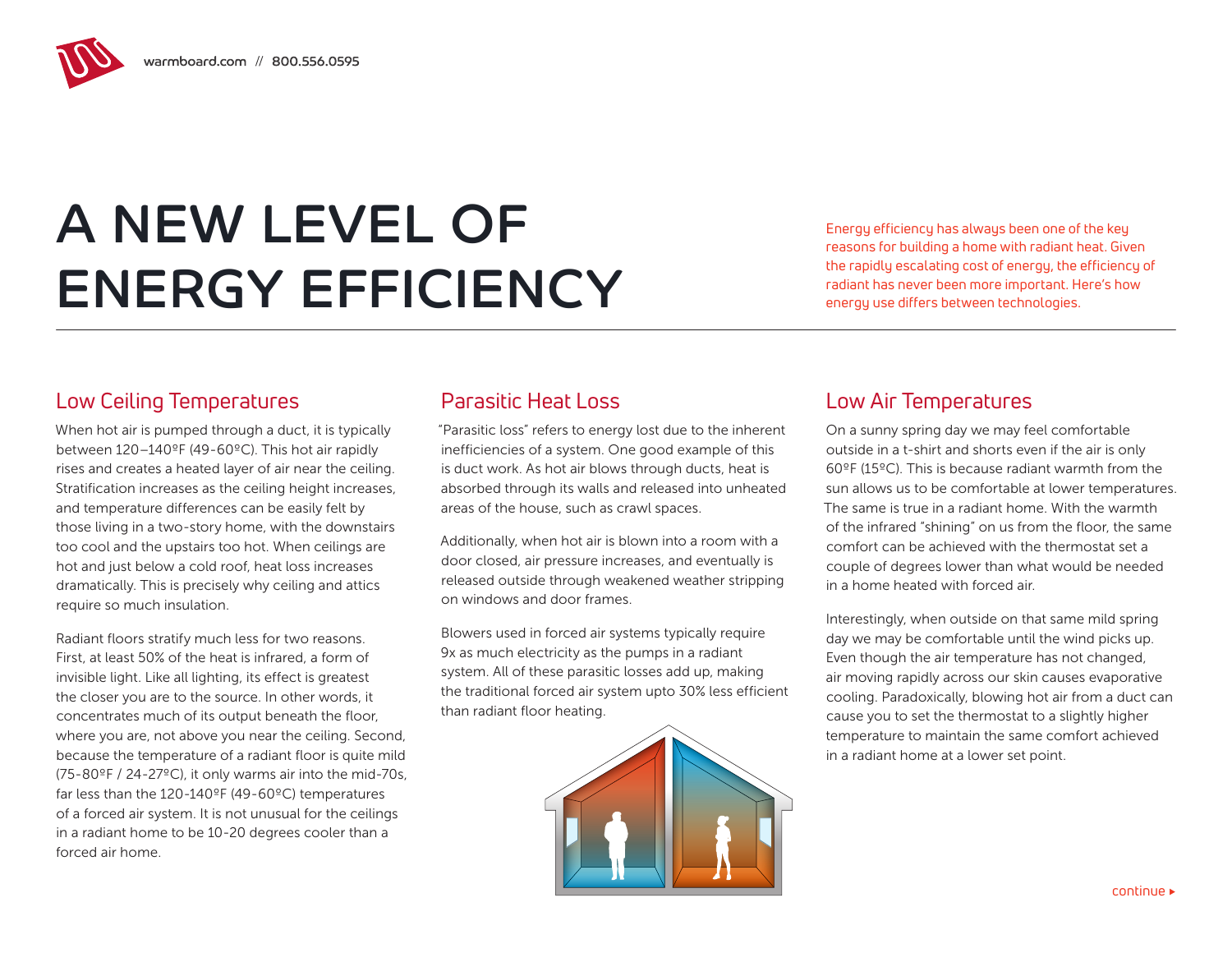# A NEW LEVEL OF ENERGY EFFICIENCY

Energy efficiency has always been one of the key reasons for building a home with radiant heat. Given the rapidly escalating cost of energy, the efficiency of radiant has never been more important. Here's how energy use differs between technologies.

## Low Ceiling Temperatures

When hot air is pumped through a duct, it is typically between 120–140ºF (49-60ºC). This hot air rapidly rises and creates a heated layer of air near the ceiling. Stratification increases as the ceiling height increases, and temperature differences can be easily felt by those living in a two-story home, with the downstairs too cool and the upstairs too hot. When ceilings are hot and just below a cold roof, heat loss increases dramatically. This is precisely why ceiling and attics require so much insulation.

Radiant floors stratify much less for two reasons. First, at least 50% of the heat is infrared, a form of invisible light. Like all lighting, its effect is greatest the closer you are to the source. In other words, it concentrates much of its output beneath the floor, where you are, not above you near the ceiling. Second, because the temperature of a radiant floor is quite mild (75-80ºF / 24-27ºC), it only warms air into the mid-70s, far less than the 120-140ºF (49-60ºC) temperatures of a forced air system. It is not unusual for the ceilings in a radiant home to be 10-20 degrees cooler than a forced air home.

## Parasitic Heat Loss

"Parasitic loss" refers to energy lost due to the inherent inefficiencies of a system. One good example of this is duct work. As hot air blows through ducts, heat is absorbed through its walls and released into unheated areas of the house, such as crawl spaces.

Additionally, when hot air is blown into a room with a door closed, air pressure increases, and eventually is released outside through weakened weather stripping on windows and door frames.

Blowers used in forced air systems typically require 9x as much electricity as the pumps in a radiant system. All of these parasitic losses add up, making the traditional forced air system upto 30% less efficient than radiant floor heating.

## Low Air Temperatures

On a sunny spring day we may feel comfortable outside in a t-shirt and shorts even if the air is only 60ºF (15ºC). This is because radiant warmth from the sun allows us to be comfortable at lower temperatures. The same is true in a radiant home. With the warmth of the infrared "shining" on us from the floor, the same comfort can be achieved with the thermostat set a couple of degrees lower than what would be needed in a home heated with forced air.

Interestingly, when outside on that same mild spring day we may be comfortable until the wind picks up. Even though the air temperature has not changed, air moving rapidly across our skin causes evaporative cooling. Paradoxically, blowing hot air from a duct can cause you to set the thermostat to a slightly higher temperature to maintain the same comfort achieved in a radiant home at a lower set point.

continue ▸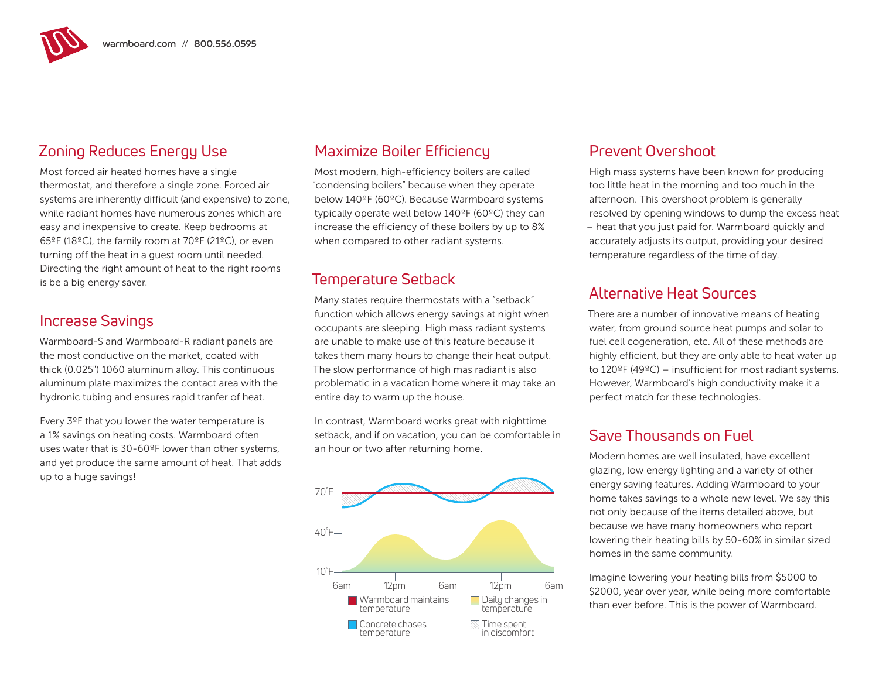## Zoning Reduces Energy Use

Most forced air heated homes have a single thermostat, and therefore a single zone. Forced air systems are inherently difficult (and expensive) to zone, while radiant homes have numerous zones which are easy and inexpensive to create. Keep bedrooms at 65ºF (18ºC), the family room at 70ºF (21ºC), or even turning off the heat in a guest room until needed. Directing the right amount of heat to the right rooms is be a big energy saver.

## Increase Savings

Warmboard-S and Warmboard-R radiant panels are the most conductive on the market, coated with thick (0.025") 1060 aluminum alloy. This continuous aluminum plate maximizes the contact area with the hydronic tubing and ensures rapid tranfer of heat.

Every 3ºF that you lower the water temperature is a 1% savings on heating costs. Warmboard often uses water that is 30-60ºF lower than other systems, and yet produce the same amount of heat. That adds up to a huge savings!

## Maximize Boiler Efficiency

Most modern, high-efficiency boilers are called "condensing boilers" because when they operate below 140ºF (60ºC). Because Warmboard systems typically operate well below 140ºF (60ºC) they can increase the efficiency of these boilers by up to 8% when compared to other radiant systems.

## Temperature Setback

Many states require thermostats with a "setback" function which allows energy savings at night when occupants are sleeping. High mass radiant systems are unable to make use of this feature because it takes them many hours to change their heat output. The slow performance of high mas radiant is also problematic in a vacation home where it may take an entire day to warm up the house.

In contrast, Warmboard works great with nighttime setback, and if on vacation, you can be comfortable in an hour or two after returning home.

70˚F
40˚F
10˚F
6am 12pm 6am 12pm 6am

Warmboard maintains temperature
Daily changes in temperature
Concrete chases temperature
Time spent in discomfort

## Prevent Overshoot

High mass systems have been known for producing too little heat in the morning and too much in the afternoon. This overshoot problem is generally resolved by opening windows to dump the excess heat – heat that you just paid for. Warmboard quickly and accurately adjusts its output, providing your desired temperature regardless of the time of day.

## Alternative Heat Sources

There are a number of innovative means of heating water, from ground source heat pumps and solar to fuel cell cogeneration, etc. All of these methods are highly efficient, but they are only able to heat water up to 120ºF (49ºC) – insufficient for most radiant systems. However, Warmboard's high conductivity make it a perfect match for these technologies.

## Save Thousands on Fuel

Modern homes are well insulated, have excellent glazing, low energy lighting and a variety of other energy saving features. Adding Warmboard to your home takes savings to a whole new level. We say this not only because of the items detailed above, but because we have many homeowners who report lowering their heating bills by 50-60% in similar sized homes in the same community.

Imagine lowering your heating bills from $5000 to $2000, year over year, while being more comfortable than ever before. This is the power of Warmboard.